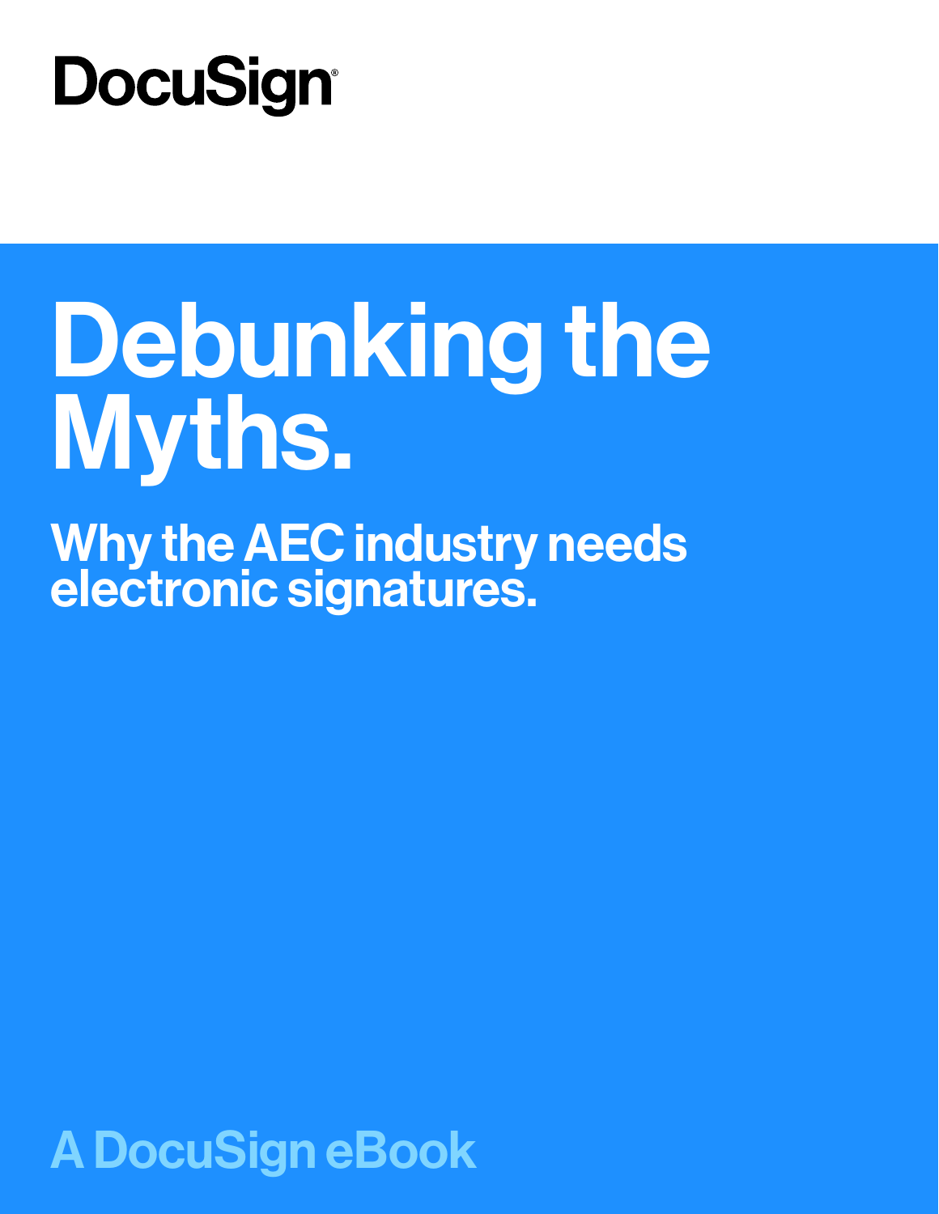DocuSign

# Debunking the Myths.

## Why the AEC industry needs electronic signatures.

A DocuSign eBook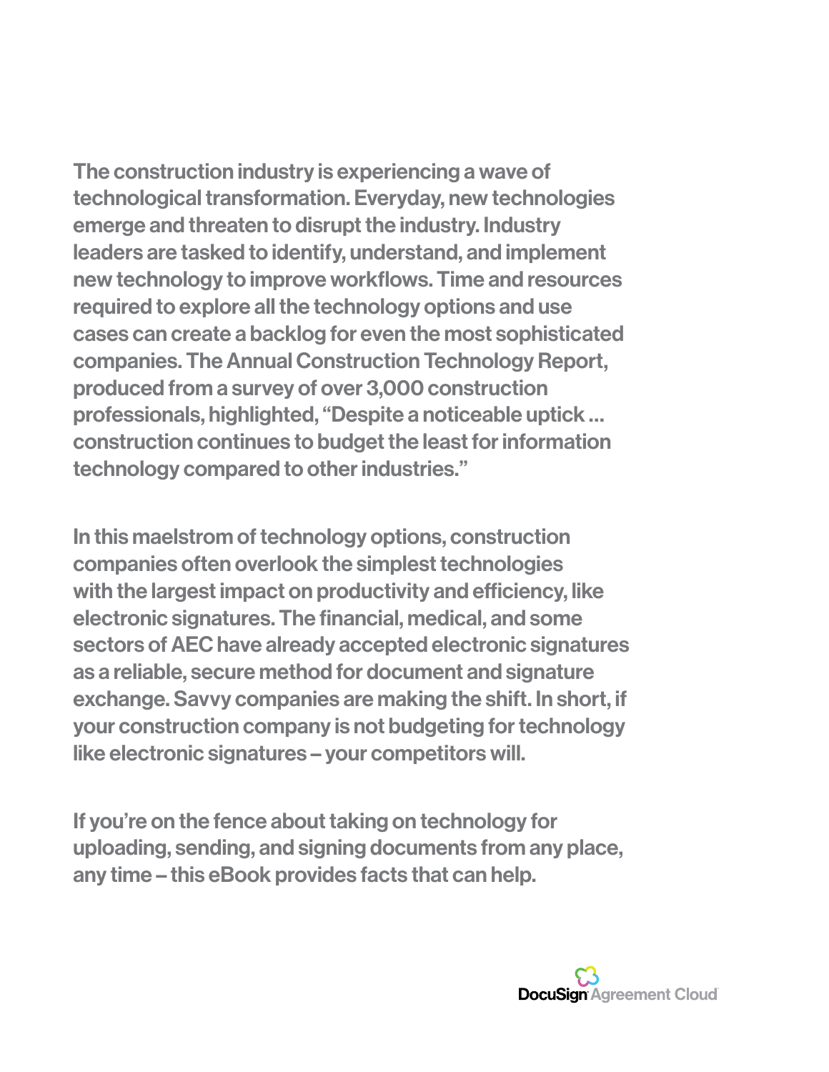The construction industry is experiencing a wave of technological transformation. Everyday, new technologies emerge and threaten to disrupt the industry. Industry leaders are tasked to identify, understand, and implement new technology to improve workflows. Time and resources required to explore all the technology options and use cases can create a backlog for even the most sophisticated companies. The Annual Construction Technology Report, produced from a survey of over 3,000 construction professionals, highlighted, "Despite a noticeable uptick ... construction continues to budget the least for information technology compared to other industries."

In this maelstrom of technology options, construction companies often overlook the simplest technologies with the largest impact on productivity and efficiency, like electronic signatures. The financial, medical, and some sectors of AEC have already accepted electronic signatures as a reliable, secure method for document and signature exchange. Savvy companies are making the shift. In short, if your construction company is not budgeting for technology like electronic signatures – your competitors will.

If you're on the fence about taking on technology for uploading, sending, and signing documents from any place, any time – this eBook provides facts that can help.

DocuSign Agreement Cloud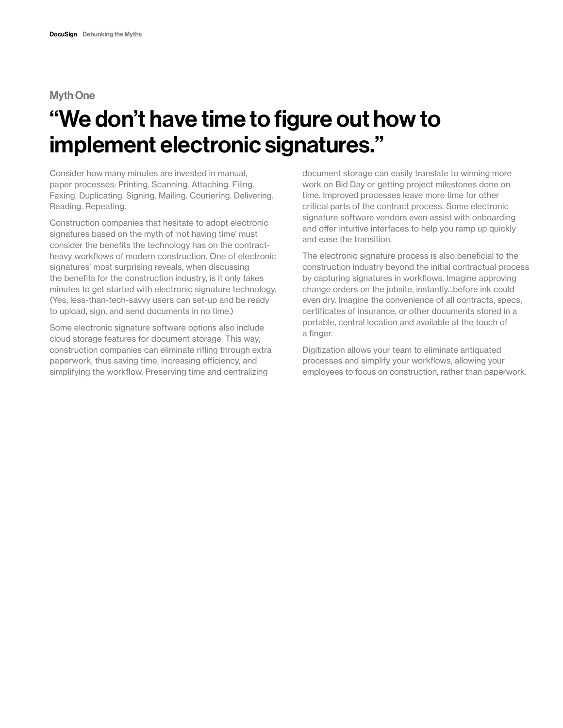### Myth One

# “We don’t have time to figure out how to implement electronic signatures.”

Consider how many minutes are invested in manual, paper processes: Printing. Scanning. Attaching. Filing. Faxing. Duplicating. Signing. Mailing. Couriering. Delivering. Reading. Repeating.

Construction companies that hesitate to adopt electronic signatures based on the myth of ‘not having time’ must consider the benefits the technology has on the contract-heavy workflows of modern construction. One of electronic signatures’ most surprising reveals, when discussing the benefits for the construction industry, is it only takes minutes to get started with electronic signature technology. (Yes, less-than-tech-savvy users can set-up and be ready to upload, sign, and send documents in no time.)

Some electronic signature software options also include cloud storage features for document storage. This way, construction companies can eliminate rifling through extra paperwork, thus saving time, increasing efficiency, and simplifying the workflow. Preserving time and centralizing document storage can easily translate to winning more work on Bid Day or getting project milestones done on time. Improved processes leave more time for other critical parts of the contract process. Some electronic signature software vendors even assist with onboarding and offer intuitive interfaces to help you ramp up quickly and ease the transition.

The electronic signature process is also beneficial to the construction industry beyond the initial contractual process by capturing signatures in workflows. Imagine approving change orders on the jobsite, instantly...before ink could even dry. Imagine the convenience of all contracts, specs, certificates of insurance, or other documents stored in a portable, central location and available at the touch of a finger.

Digitization allows your team to eliminate antiquated processes and simplify your workflows, allowing your employees to focus on construction, rather than paperwork.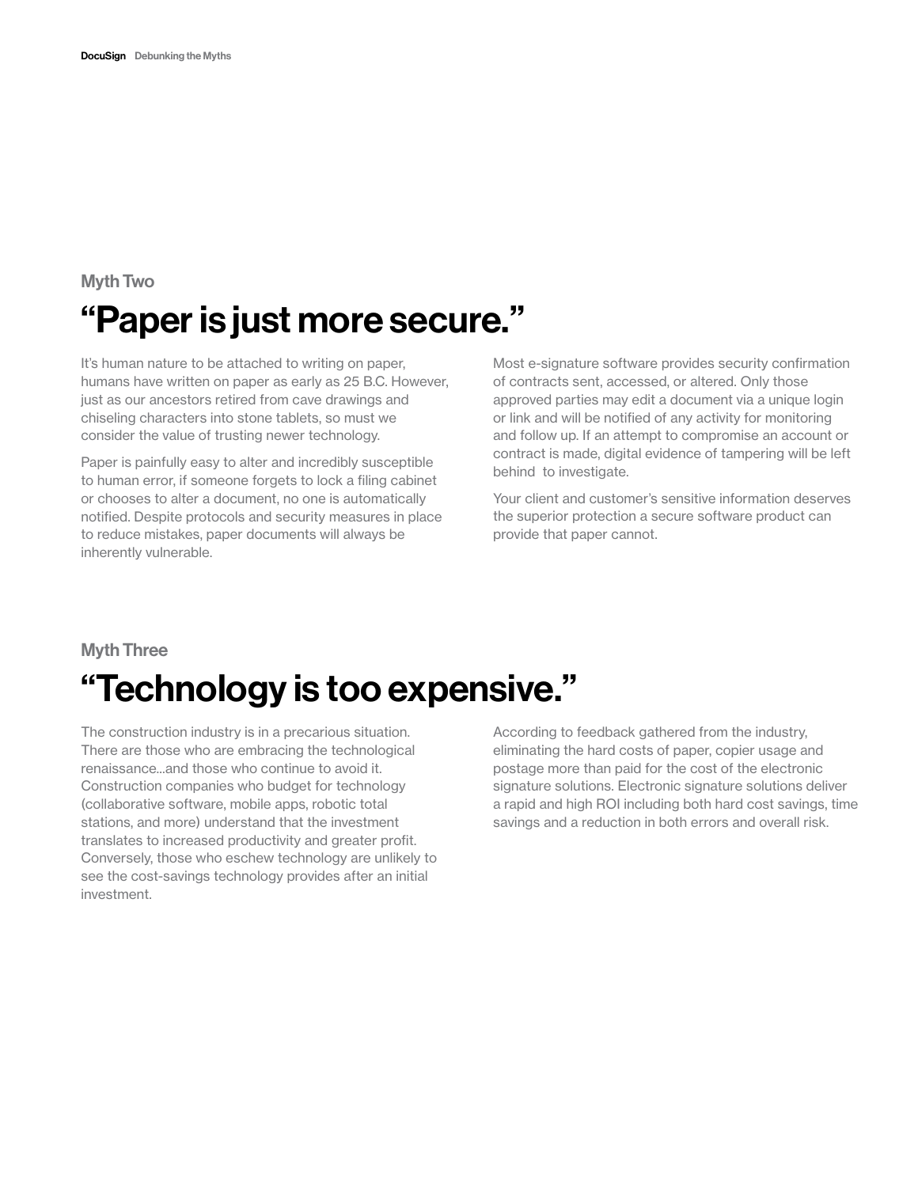### Myth Two

## "Paper is just more secure."

It's human nature to be attached to writing on paper, humans have written on paper as early as 25 B.C. However, just as our ancestors retired from cave drawings and chiseling characters into stone tablets, so must we consider the value of trusting newer technology.

Paper is painfully easy to alter and incredibly susceptible to human error, if someone forgets to lock a filing cabinet or chooses to alter a document, no one is automatically notified. Despite protocols and security measures in place to reduce mistakes, paper documents will always be inherently vulnerable.

Most e-signature software provides security confirmation of contracts sent, accessed, or altered. Only those approved parties may edit a document via a unique login or link and will be notified of any activity for monitoring and follow up. If an attempt to compromise an account or contract is made, digital evidence of tampering will be left behind to investigate.

Your client and customer's sensitive information deserves the superior protection a secure software product can provide that paper cannot.

### Myth Three

## "Technology is too expensive."

The construction industry is in a precarious situation. There are those who are embracing the technological renaissance...and those who continue to avoid it. Construction companies who budget for technology (collaborative software, mobile apps, robotic total stations, and more) understand that the investment translates to increased productivity and greater profit. Conversely, those who eschew technology are unlikely to see the cost-savings technology provides after an initial investment.

According to feedback gathered from the industry, eliminating the hard costs of paper, copier usage and postage more than paid for the cost of the electronic signature solutions. Electronic signature solutions deliver a rapid and high ROI including both hard cost savings, time savings and a reduction in both errors and overall risk.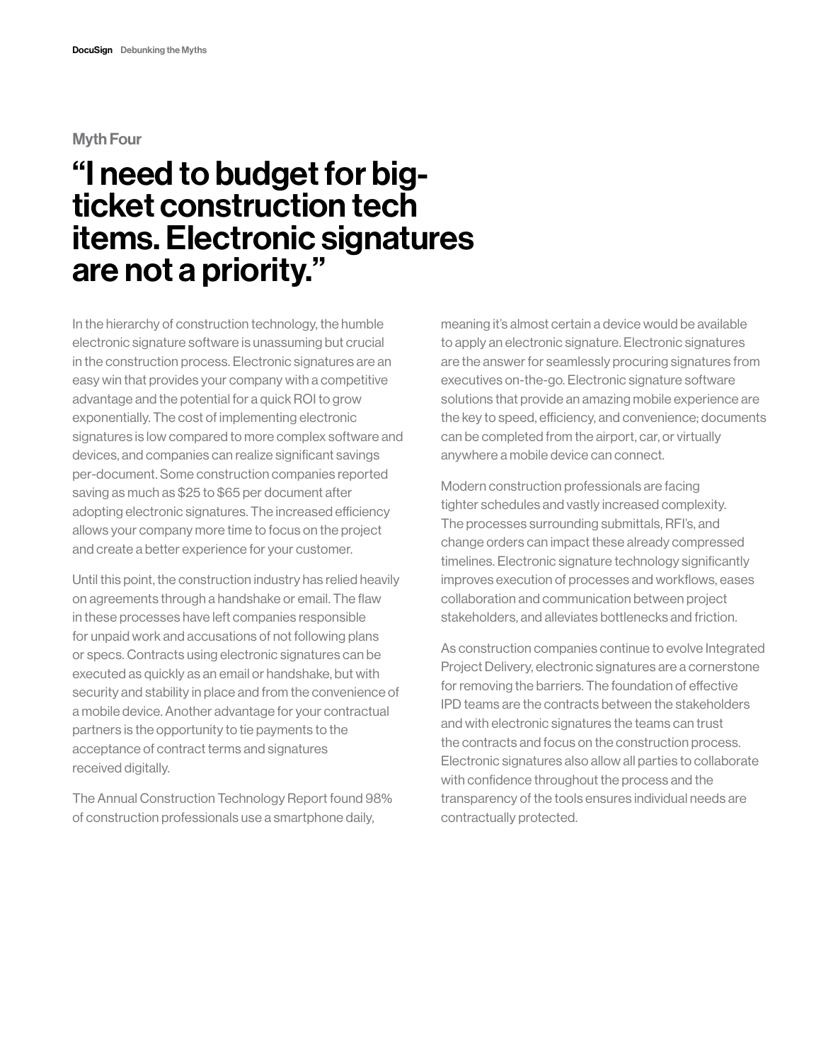### Myth Four

# “I need to budget for big-ticket construction tech items. Electronic signatures are not a priority.”

In the hierarchy of construction technology, the humble electronic signature software is unassuming but crucial in the construction process. Electronic signatures are an easy win that provides your company with a competitive advantage and the potential for a quick ROI to grow exponentially. The cost of implementing electronic signatures is low compared to more complex software and devices, and companies can realize significant savings per-document. Some construction companies reported saving as much as $25 to $65 per document after adopting electronic signatures. The increased efficiency allows your company more time to focus on the project and create a better experience for your customer.

Until this point, the construction industry has relied heavily on agreements through a handshake or email. The flaw in these processes have left companies responsible for unpaid work and accusations of not following plans or specs. Contracts using electronic signatures can be executed as quickly as an email or handshake, but with security and stability in place and from the convenience of a mobile device. Another advantage for your contractual partners is the opportunity to tie payments to the acceptance of contract terms and signatures received digitally.

The Annual Construction Technology Report found 98% of construction professionals use a smartphone daily, meaning it's almost certain a device would be available to apply an electronic signature. Electronic signatures are the answer for seamlessly procuring signatures from executives on-the-go. Electronic signature software solutions that provide an amazing mobile experience are the key to speed, efficiency, and convenience; documents can be completed from the airport, car, or virtually anywhere a mobile device can connect.

Modern construction professionals are facing tighter schedules and vastly increased complexity. The processes surrounding submittals, RFI's, and change orders can impact these already compressed timelines. Electronic signature technology significantly improves execution of processes and workflows, eases collaboration and communication between project stakeholders, and alleviates bottlenecks and friction.

As construction companies continue to evolve Integrated Project Delivery, electronic signatures are a cornerstone for removing the barriers. The foundation of effective IPD teams are the contracts between the stakeholders and with electronic signatures the teams can trust the contracts and focus on the construction process. Electronic signatures also allow all parties to collaborate with confidence throughout the process and the transparency of the tools ensures individual needs are contractually protected.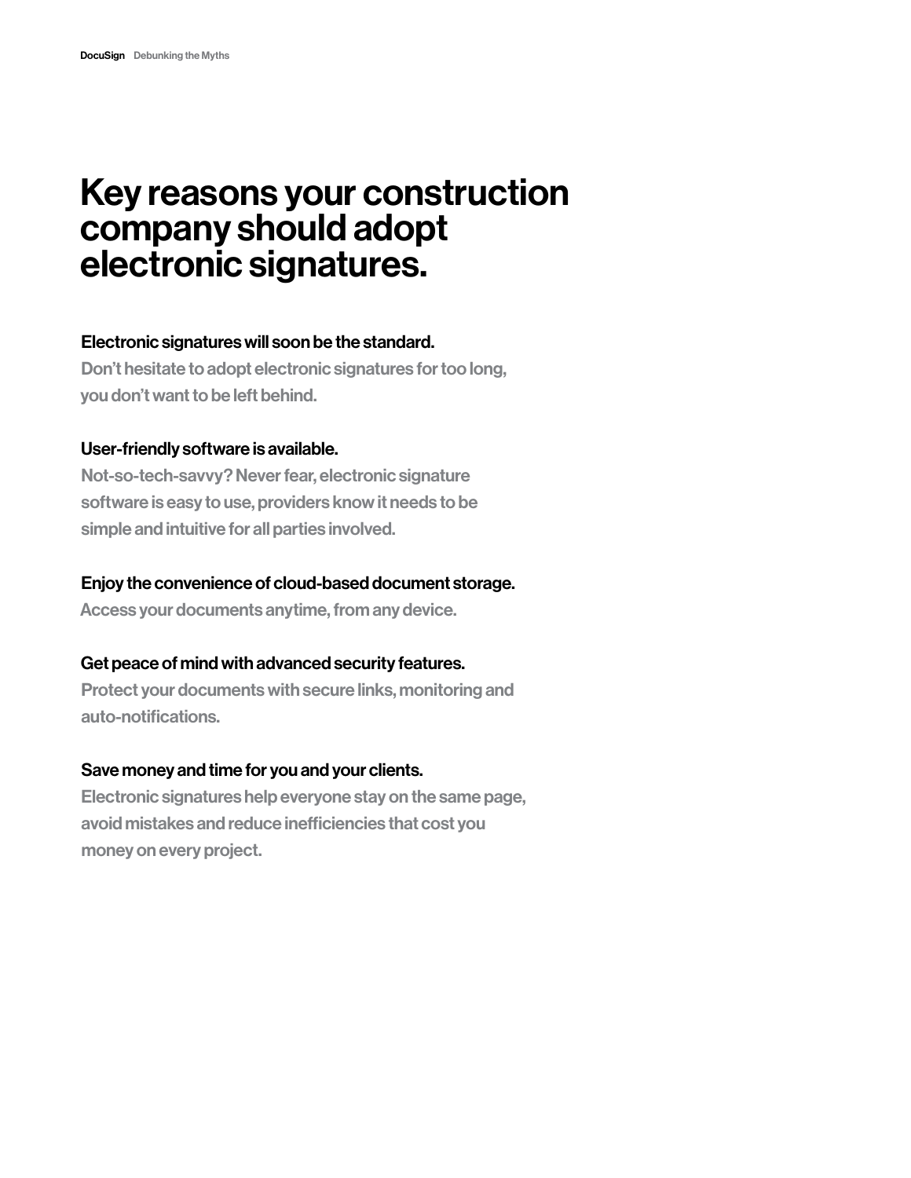# Key reasons your construction company should adopt electronic signatures.

**Electronic signatures will soon be the standard.**
Don't hesitate to adopt electronic signatures for too long, you don't want to be left behind.

**User-friendly software is available.**
Not-so-tech-savvy? Never fear, electronic signature software is easy to use, providers know it needs to be simple and intuitive for all parties involved.

**Enjoy the convenience of cloud-based document storage.**
Access your documents anytime, from any device.

**Get peace of mind with advanced security features.**
Protect your documents with secure links, monitoring and auto-notifications.

**Save money and time for you and your clients.**
Electronic signatures help everyone stay on the same page, avoid mistakes and reduce inefficiencies that cost you money on every project.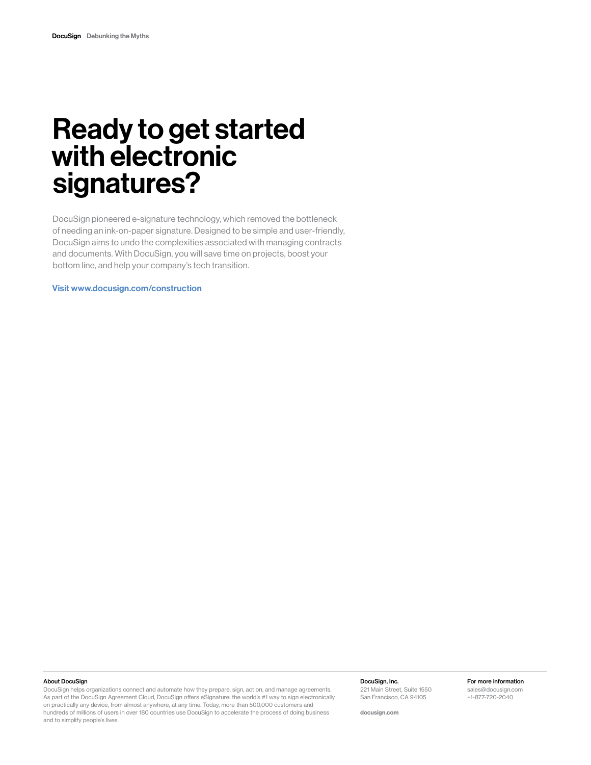# Ready to get started with electronic signatures?

DocuSign pioneered e-signature technology, which removed the bottleneck of needing an ink-on-paper signature. Designed to be simple and user-friendly, DocuSign aims to undo the complexities associated with managing contracts and documents. With DocuSign, you will save time on projects, boost your bottom line, and help your company's tech transition.

**Visit www.docusign.com/construction**

**About DocuSign**

DocuSign helps organizations connect and automate how they prepare, sign, act on, and manage agreements. As part of the DocuSign Agreement Cloud, DocuSign offers eSignature: the world's #1 way to sign electronically on practically any device, from almost anywhere, at any time. Today, more than 500,000 customers and hundreds of millions of users in over 180 countries use DocuSign to accelerate the process of doing business and to simplify people's lives.

**DocuSign, Inc.**

221 Main Street, Suite 1550
San Francisco, CA 94105

**docusign.com**

**For more information**

sales@docusign.com
+1-877-720-2040